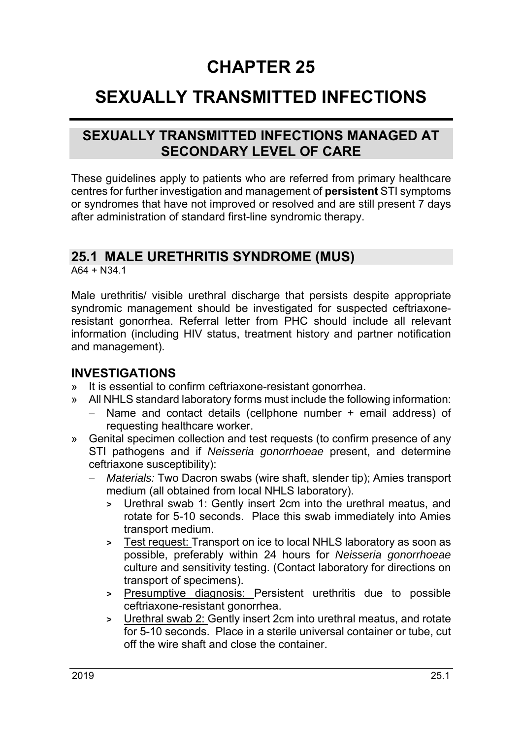# CHAPTER 25

# SEXUALLY TRANSMITTED INFECTIONS

## SEXUALLY TRANSMITTED INFECTIONS MANAGED AT SECONDARY LEVEL OF CARE

These guidelines apply to patients who are referred from primary healthcare centres for further investigation and management of **persistent** STI symptoms or syndromes that have not improved or resolved and are still present 7 days after administration of standard first-line syndromic therapy.

## 25.1 MALE URETHRITIS SYNDROME (MUS)

A64 + N34.1

Male urethritis/ visible urethral discharge that persists despite appropriate syndromic management should be investigated for suspected ceftriaxone-resistant gonorrhea. Referral letter from PHC should include all relevant information (including HIV status, treatment history and partner notification and management).

### INVESTIGATIONS

- » It is essential to confirm ceftriaxone-resistant gonorrhea.
- » All NHLS standard laboratory forms must include the following information:
  - Name and contact details (cellphone number + email address) of requesting healthcare worker.
- » Genital specimen collection and test requests (to confirm presence of any STI pathogens and if *Neisseria gonorrhoeae* present, and determine ceftriaxone susceptibility):
  - *Materials:* Two Dacron swabs (wire shaft, slender tip); Amies transport medium (all obtained from local NHLS laboratory).
    - > Urethral swab 1: Gently insert 2cm into the urethral meatus, and rotate for 5-10 seconds. Place this swab immediately into Amies transport medium.
    - > Test request: Transport on ice to local NHLS laboratory as soon as possible, preferably within 24 hours for *Neisseria gonorrhoeae* culture and sensitivity testing. (Contact laboratory for directions on transport of specimens).
    - > Presumptive diagnosis: Persistent urethritis due to possible ceftriaxone-resistant gonorrhea.
    - > Urethral swab 2: Gently insert 2cm into urethral meatus, and rotate for 5-10 seconds. Place in a sterile universal container or tube, cut off the wire shaft and close the container.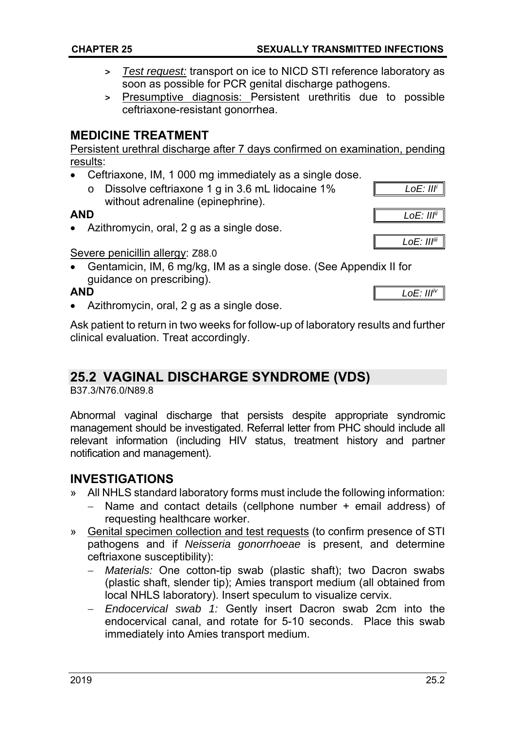> *Test request:* transport on ice to NICD STI reference laboratory as soon as possible for PCR genital discharge pathogens.
> Presumptive diagnosis: Persistent urethritis due to possible ceftriaxone-resistant gonorrhea.

## MEDICINE TREATMENT

Persistent urethral discharge after 7 days confirmed on examination, pending results:

- Ceftriaxone, IM, 1 000 mg immediately as a single dose.
  - o Dissolve ceftriaxone 1 g in 3.6 mL lidocaine 1% without adrenaline (epinephrine).

*LoE: III[i]*

**AND**

*LoE: III[ii]*

- Azithromycin, oral, 2 g as a single dose.

*LoE: III[iii]*

Severe penicillin allergy: Z88.0

- Gentamicin, IM, 6 mg/kg, IM as a single dose. (See Appendix II for guidance on prescribing).

**AND**

*LoE: III[iv]*

- Azithromycin, oral, 2 g as a single dose.

Ask patient to return in two weeks for follow-up of laboratory results and further clinical evaluation. Treat accordingly.

## 25.2 VAGINAL DISCHARGE SYNDROME (VDS)

B37.3/N76.0/N89.8

Abnormal vaginal discharge that persists despite appropriate syndromic management should be investigated. Referral letter from PHC should include all relevant information (including HIV status, treatment history and partner notification and management).

## INVESTIGATIONS

» All NHLS standard laboratory forms must include the following information:
  - Name and contact details (cellphone number + email address) of requesting healthcare worker.

» Genital specimen collection and test requests (to confirm presence of STI pathogens and if *Neisseria gonorrhoeae* is present, and determine ceftriaxone susceptibility):
  - *Materials:* One cotton-tip swab (plastic shaft); two Dacron swabs (plastic shaft, slender tip); Amies transport medium (all obtained from local NHLS laboratory). Insert speculum to visualize cervix.
  - *Endocervical swab 1:* Gently insert Dacron swab 2cm into the endocervical canal, and rotate for 5-10 seconds. Place this swab immediately into Amies transport medium.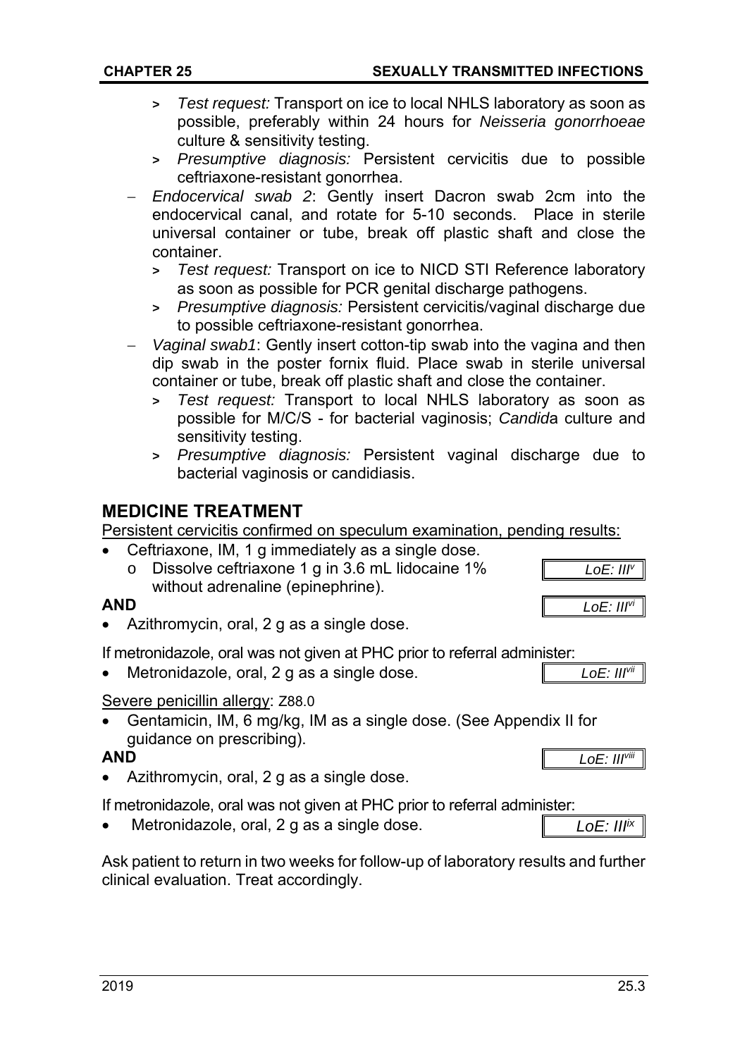- > *Test request:* Transport on ice to local NHLS laboratory as soon as possible, preferably within 24 hours for *Neisseria gonorrhoeae* culture & sensitivity testing.
  - > *Presumptive diagnosis:* Persistent cervicitis due to possible ceftriaxone-resistant gonorrhea.
- *Endocervical swab 2*: Gently insert Dacron swab 2cm into the endocervical canal, and rotate for 5-10 seconds. Place in sterile universal container or tube, break off plastic shaft and close the container.
  - > *Test request:* Transport on ice to NICD STI Reference laboratory as soon as possible for PCR genital discharge pathogens.
  - > *Presumptive diagnosis:* Persistent cervicitis/vaginal discharge due to possible ceftriaxone-resistant gonorrhea.
- *Vaginal swab1*: Gently insert cotton-tip swab into the vagina and then dip swab in the poster fornix fluid. Place swab in sterile universal container or tube, break off plastic shaft and close the container.
  - > *Test request:* Transport to local NHLS laboratory as soon as possible for M/C/S - for bacterial vaginosis; *Candida* culture and sensitivity testing.
  - > *Presumptive diagnosis:* Persistent vaginal discharge due to bacterial vaginosis or candidiasis.

## MEDICINE TREATMENT

Persistent cervicitis confirmed on speculum examination, pending results:

- Ceftriaxone, IM, 1 g immediately as a single dose.
  - o Dissolve ceftriaxone 1 g in 3.6 mL lidocaine 1% without adrenaline (epinephrine). *LoE: III[v]*

**AND** *LoE: III[vi]*

- Azithromycin, oral, 2 g as a single dose.

If metronidazole, oral was not given at PHC prior to referral administer:

- Metronidazole, oral, 2 g as a single dose. *LoE: III[vii]*

Severe penicillin allergy: Z88.0

- Gentamicin, IM, 6 mg/kg, IM as a single dose. (See Appendix II for guidance on prescribing).

**AND** *LoE: III[viii]*

- Azithromycin, oral, 2 g as a single dose.

If metronidazole, oral was not given at PHC prior to referral administer:

- Metronidazole, oral, 2 g as a single dose. *LoE: III[ix]*

Ask patient to return in two weeks for follow-up of laboratory results and further clinical evaluation. Treat accordingly.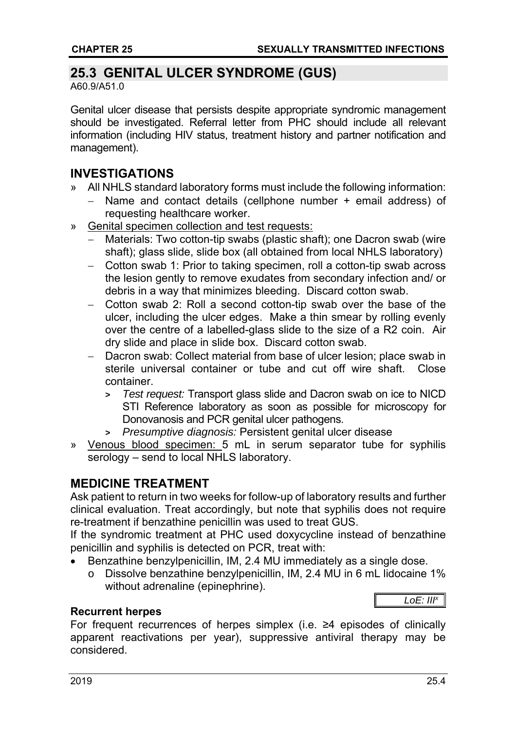## 25.3 GENITAL ULCER SYNDROME (GUS)

A60.9/A51.0

Genital ulcer disease that persists despite appropriate syndromic management should be investigated. Referral letter from PHC should include all relevant information (including HIV status, treatment history and partner notification and management).

### INVESTIGATIONS

- All NHLS standard laboratory forms must include the following information:
  - Name and contact details (cellphone number + email address) of requesting healthcare worker.
- Genital specimen collection and test requests:
  - Materials: Two cotton-tip swabs (plastic shaft); one Dacron swab (wire shaft); glass slide, slide box (all obtained from local NHLS laboratory)
  - Cotton swab 1: Prior to taking specimen, roll a cotton-tip swab across the lesion gently to remove exudates from secondary infection and/ or debris in a way that minimizes bleeding. Discard cotton swab.
  - Cotton swab 2: Roll a second cotton-tip swab over the base of the ulcer, including the ulcer edges. Make a thin smear by rolling evenly over the centre of a labelled-glass slide to the size of a R2 coin. Air dry slide and place in slide box. Discard cotton swab.
  - Dacron swab: Collect material from base of ulcer lesion; place swab in sterile universal container or tube and cut off wire shaft. Close container.
    - *Test request:* Transport glass slide and Dacron swab on ice to NICD STI Reference laboratory as soon as possible for microscopy for Donovanosis and PCR genital ulcer pathogens.
    - *Presumptive diagnosis:* Persistent genital ulcer disease
- Venous blood specimen: 5 mL in serum separator tube for syphilis serology – send to local NHLS laboratory.

### MEDICINE TREATMENT

Ask patient to return in two weeks for follow-up of laboratory results and further clinical evaluation. Treat accordingly, but note that syphilis does not require re-treatment if benzathine penicillin was used to treat GUS.

If the syndromic treatment at PHC used doxycycline instead of benzathine penicillin and syphilis is detected on PCR, treat with:

- Benzathine benzylpenicillin, IM, 2.4 MU immediately as a single dose.
  - Dissolve benzathine benzylpenicillin, IM, 2.4 MU in 6 mL lidocaine 1% without adrenaline (epinephrine).

*LoE: III*[x]

**Recurrent herpes**

For frequent recurrences of herpes simplex (i.e. ≥4 episodes of clinically apparent reactivations per year), suppressive antiviral therapy may be considered.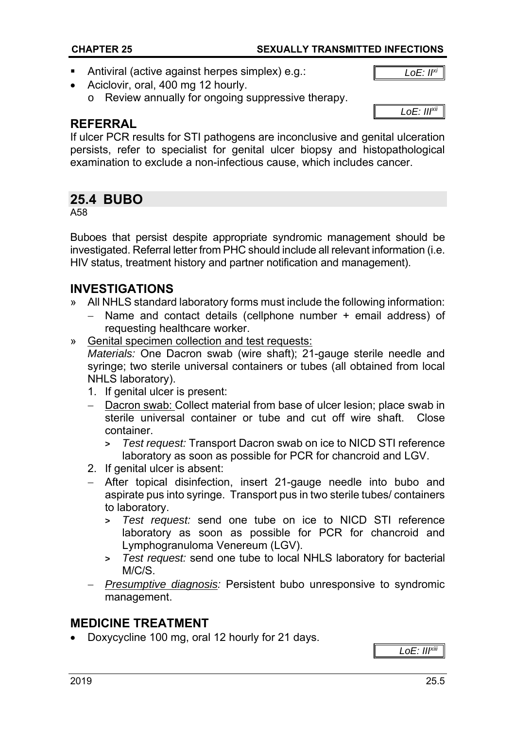- Antiviral (active against herpes simplex) e.g.:

LoE: II[xi]

- Aciclovir, oral, 400 mg 12 hourly.
  - o Review annually for ongoing suppressive therapy.

LoE: III[xii]

## REFERRAL

If ulcer PCR results for STI pathogens are inconclusive and genital ulceration persists, refer to specialist for genital ulcer biopsy and histopathological examination to exclude a non-infectious cause, which includes cancer.

## 25.4 BUBO

A58

Buboes that persist despite appropriate syndromic management should be investigated. Referral letter from PHC should include all relevant information (i.e. HIV status, treatment history and partner notification and management).

## INVESTIGATIONS

» All NHLS standard laboratory forms must include the following information:
  - Name and contact details (cellphone number + email address) of requesting healthcare worker.

» Genital specimen collection and test requests:
  *Materials:* One Dacron swab (wire shaft); 21-gauge sterile needle and syringe; two sterile universal containers or tubes (all obtained from local NHLS laboratory).
  1. If genital ulcer is present:
     - Dacron swab: Collect material from base of ulcer lesion; place swab in sterile universal container or tube and cut off wire shaft. Close container.
       - > *Test request:* Transport Dacron swab on ice to NICD STI reference laboratory as soon as possible for PCR for chancroid and LGV.
  2. If genital ulcer is absent:
     - After topical disinfection, insert 21-gauge needle into bubo and aspirate pus into syringe. Transport pus in two sterile tubes/ containers to laboratory.
       - > *Test request:* send one tube on ice to NICD STI reference laboratory as soon as possible for PCR for chancroid and Lymphogranuloma Venereum (LGV).
       - > *Test request:* send one tube to local NHLS laboratory for bacterial M/C/S.
     - *Presumptive diagnosis:* Persistent bubo unresponsive to syndromic management.

## MEDICINE TREATMENT

- Doxycycline 100 mg, oral 12 hourly for 21 days.

LoE: III[xiii]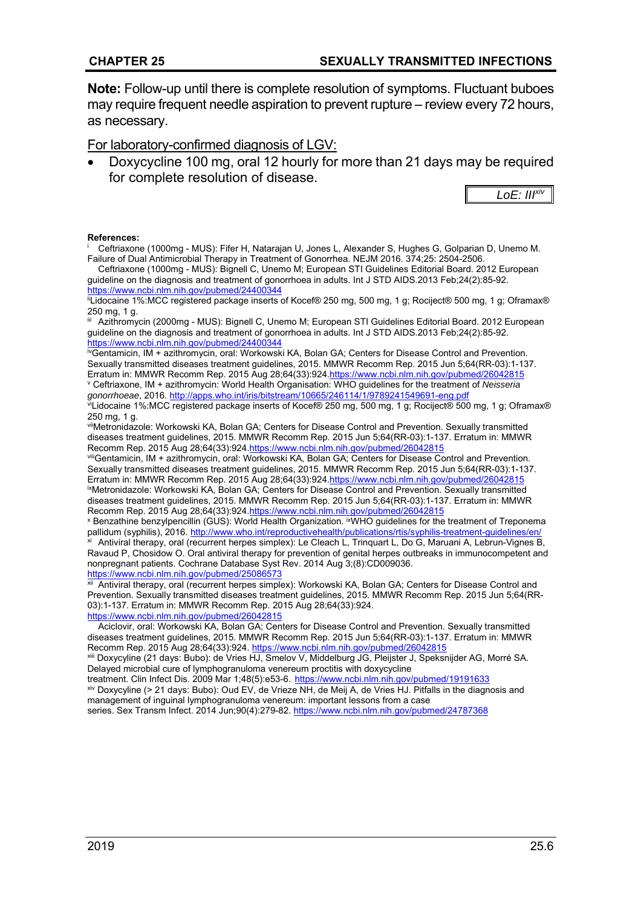**Note:** Follow-up until there is complete resolution of symptoms. Fluctuant buboes may require frequent needle aspiration to prevent rupture – review every 72 hours, as necessary.

For laboratory-confirmed diagnosis of LGV:

- Doxycycline 100 mg, oral 12 hourly for more than 21 days may be required for complete resolution of disease.

*LoE: III*[xiv]

**References:**

[i] Ceftriaxone (1000mg - MUS): Fifer H, Natarajan U, Jones L, Alexander S, Hughes G, Golparian D, Unemo M. Failure of Dual Antimicrobial Therapy in Treatment of Gonorrhea. NEJM 2016. 374;25: 2504-2506.
Ceftriaxone (1000mg - MUS): Bignell C, Unemo M; European STI Guidelines Editorial Board. 2012 European guideline on the diagnosis and treatment of gonorrhoea in adults. Int J STD AIDS.2013 Feb;24(2):85-92. https://www.ncbi.nlm.nih.gov/pubmed/24400344

[ii] Lidocaine 1%:MCC registered package inserts of Kocef® 250 mg, 500 mg, 1 g; Rociject® 500 mg, 1 g; Oframax® 250 mg, 1 g.

[iii] Azithromycin (2000mg - MUS): Bignell C, Unemo M; European STI Guidelines Editorial Board. 2012 European guideline on the diagnosis and treatment of gonorrhoea in adults. Int J STD AIDS.2013 Feb;24(2):85-92. https://www.ncbi.nlm.nih.gov/pubmed/24400344

[iv] Gentamicin, IM + azithromycin, oral: Workowski KA, Bolan GA; Centers for Disease Control and Prevention. Sexually transmitted diseases treatment guidelines, 2015. MMWR Recomm Rep. 2015 Jun 5;64(RR-03):1-137. Erratum in: MMWR Recomm Rep. 2015 Aug 28;64(33):924.https://www.ncbi.nlm.nih.gov/pubmed/26042815

[v] Ceftriaxone, IM + azithromycin: World Health Organisation: WHO guidelines for the treatment of *Neisseria gonorrhoeae*, 2016. http://apps.who.int/iris/bitstream/10665/246114/1/9789241549691-eng.pdf

[vi] Lidocaine 1%:MCC registered package inserts of Kocef® 250 mg, 500 mg, 1 g; Rociject® 500 mg, 1 g; Oframax® 250 mg, 1 g.

[vii] Metronidazole: Workowski KA, Bolan GA; Centers for Disease Control and Prevention. Sexually transmitted diseases treatment guidelines, 2015. MMWR Recomm Rep. 2015 Jun 5;64(RR-03):1-137. Erratum in: MMWR Recomm Rep. 2015 Aug 28;64(33):924.https://www.ncbi.nlm.nih.gov/pubmed/26042815

[viii] Gentamicin, IM + azithromycin, oral: Workowski KA, Bolan GA; Centers for Disease Control and Prevention. Sexually transmitted diseases treatment guidelines, 2015. MMWR Recomm Rep. 2015 Jun 5;64(RR-03):1-137. Erratum in: MMWR Recomm Rep. 2015 Aug 28;64(33):924.https://www.ncbi.nlm.nih.gov/pubmed/26042815

[ix] Metronidazole: Workowski KA, Bolan GA; Centers for Disease Control and Prevention. Sexually transmitted diseases treatment guidelines, 2015. MMWR Recomm Rep. 2015 Jun 5;64(RR-03):1-137. Erratum in: MMWR Recomm Rep. 2015 Aug 28;64(33):924.https://www.ncbi.nlm.nih.gov/pubmed/26042815

[x] Benzathine benzylpencillin (GUS): World Health Organization. [ix]WHO guidelines for the treatment of Treponema pallidum (syphilis), 2016. http://www.who.int/reproductivehealth/publications/rtis/syphilis-treatment-guidelines/en/

[xi] Antiviral therapy, oral (recurrent herpes simplex): Le Cleach L, Trinquart L, Do G, Maruani A, Lebrun-Vignes B, Ravaud P, Chosidow O. Oral antiviral therapy for prevention of genital herpes outbreaks in immunocompetent and nonpregnant patients. Cochrane Database Syst Rev. 2014 Aug 3;(8):CD009036. https://www.ncbi.nlm.nih.gov/pubmed/25086573

[xii] Antiviral therapy, oral (recurrent herpes simplex): Workowski KA, Bolan GA; Centers for Disease Control and Prevention. Sexually transmitted diseases treatment guidelines, 2015. MMWR Recomm Rep. 2015 Jun 5;64(RR-03):1-137. Erratum in: MMWR Recomm Rep. 2015 Aug 28;64(33):924. https://www.ncbi.nlm.nih.gov/pubmed/26042815
Aciclovir, oral: Workowski KA, Bolan GA; Centers for Disease Control and Prevention. Sexually transmitted diseases treatment guidelines, 2015. MMWR Recomm Rep. 2015 Jun 5;64(RR-03):1-137. Erratum in: MMWR Recomm Rep. 2015 Aug 28;64(33):924. https://www.ncbi.nlm.nih.gov/pubmed/26042815

[xiii] Doxycyline (21 days: Bubo): de Vries HJ, Smelov V, Middelburg JG, Pleijster J, Speksnijder AG, Morré SA. Delayed microbial cure of lymphogranuloma venereum proctitis with doxycycline treatment. Clin Infect Dis. 2009 Mar 1;48(5):e53-6. https://www.ncbi.nlm.nih.gov/pubmed/19191633

[xiv] Doxycyline (> 21 days: Bubo): Oud EV, de Vrieze NH, de Meij A, de Vries HJ. Pitfalls in the diagnosis and management of inguinal lymphogranuloma venereum: important lessons from a case series. Sex Transm Infect. 2014 Jun;90(4):279-82. https://www.ncbi.nlm.nih.gov/pubmed/24787368